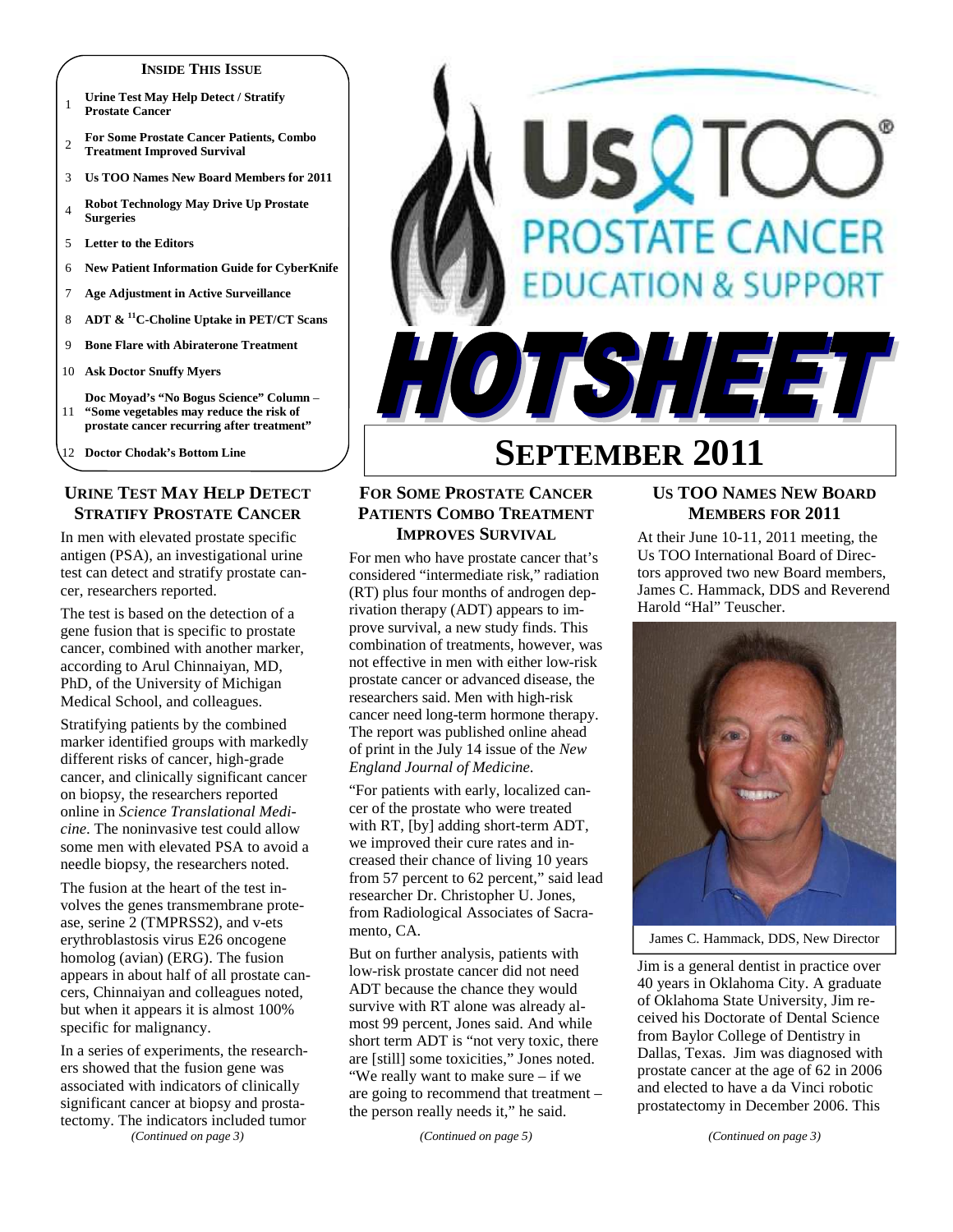**INSIDE THIS ISSUE**

1. Urine Test May Help Detect / Stratify Prostate Cancer
2. For Some Prostate Cancer Patients, Combo Treatment Improved Survival
3. Us TOO Names New Board Members for 2011
4. Robot Technology May Drive Up Prostate Surgeries
5. Letter to the Editors
6. New Patient Information Guide for CyberKnife
7. Age Adjustment in Active Surveillance
8. ADT & $^{11}$C-Choline Uptake in PET/CT Scans
9. Bone Flare with Abiraterone Treatment
10. Ask Doctor Snuffy Myers
11. Doc Moyad's "No Bogus Science" Column – "Some vegetables may reduce the risk of prostate cancer recurring after treatment"
12. Doctor Chodak's Bottom Line

# Us TOO PROSTATE CANCER EDUCATION & SUPPORT

# HOTSHEET

# SEPTEMBER 2011

## URINE TEST MAY HELP DETECT STRATIFY PROSTATE CANCER

In men with elevated prostate specific antigen (PSA), an investigational urine test can detect and stratify prostate cancer, researchers reported.

The test is based on the detection of a gene fusion that is specific to prostate cancer, combined with another marker, according to Arul Chinnaiyan, MD, PhD, of the University of Michigan Medical School, and colleagues.

Stratifying patients by the combined marker identified groups with markedly different risks of cancer, high-grade cancer, and clinically significant cancer on biopsy, the researchers reported online in *Science Translational Medicine*. The noninvasive test could allow some men with elevated PSA to avoid a needle biopsy, the researchers noted.

The fusion at the heart of the test involves the genes transmembrane protease, serine 2 (TMPRSS2), and v-ets erythroblastosis virus E26 oncogene homolog (avian) (ERG). The fusion appears in about half of all prostate cancers, Chinnaiyan and colleagues noted, but when it appears it is almost 100% specific for malignancy.

In a series of experiments, the researchers showed that the fusion gene was associated with indicators of clinically significant cancer at biopsy and prostatectomy. The indicators included tumor

*(Continued on page 3)*

## FOR SOME PROSTATE CANCER PATIENTS COMBO TREATMENT IMPROVES SURVIVAL

For men who have prostate cancer that's considered "intermediate risk," radiation (RT) plus four months of androgen deprivation therapy (ADT) appears to improve survival, a new study finds. This combination of treatments, however, was not effective in men with either low-risk prostate cancer or advanced disease, the researchers said. Men with high-risk cancer need long-term hormone therapy. The report was published online ahead of print in the July 14 issue of the *New England Journal of Medicine*.

"For patients with early, localized cancer of the prostate who were treated with RT, [by] adding short-term ADT, we improved their cure rates and increased their chance of living 10 years from 57 percent to 62 percent," said lead researcher Dr. Christopher U. Jones, from Radiological Associates of Sacramento, CA.

But on further analysis, patients with low-risk prostate cancer did not need ADT because the chance they would survive with RT alone was already almost 99 percent, Jones said. And while short term ADT is "not very toxic, there are [still] some toxicities," Jones noted. "We really want to make sure – if we are going to recommend that treatment – the person really needs it," he said.

*(Continued on page 5)*

## US TOO NAMES NEW BOARD MEMBERS FOR 2011

At their June 10-11, 2011 meeting, the Us TOO International Board of Directors approved two new Board members, James C. Hammack, DDS and Reverend Harold "Hal" Teuscher.

James C. Hammack, DDS, New Director

Jim is a general dentist in practice over 40 years in Oklahoma City. A graduate of Oklahoma State University, Jim received his Doctorate of Dental Science from Baylor College of Dentistry in Dallas, Texas. Jim was diagnosed with prostate cancer at the age of 62 in 2006 and elected to have a da Vinci robotic prostatectomy in December 2006. This

*(Continued on page 3)*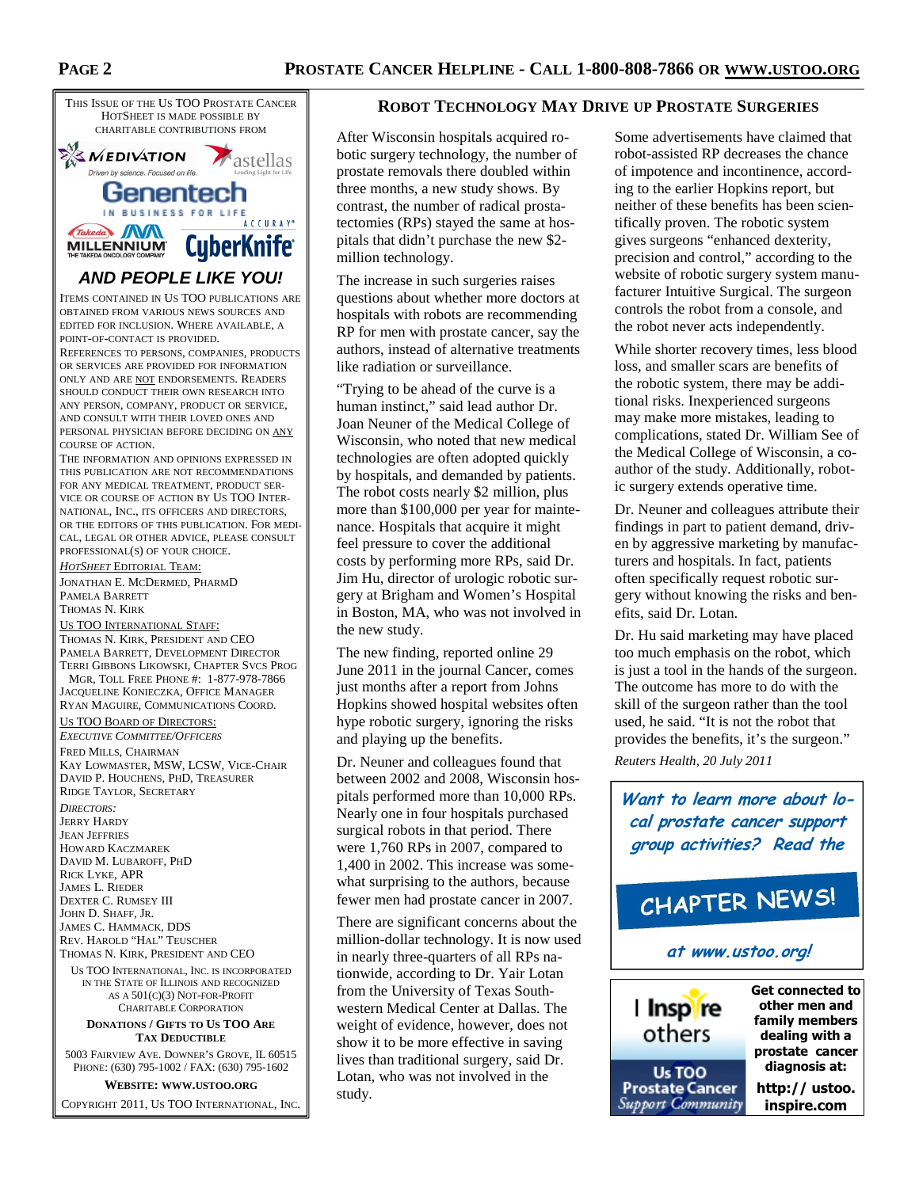This issue of the Us TOO Prostate Cancer HotSheet is made possible by charitable contributions from

MEDIVATION — Driven by science. Focused on life.
astellas — Leading Light for Life
Genentech — IN BUSINESS FOR LIFE
Takeda MILLENNIUM — THE TAKEDA ONCOLOGY COMPANY
ACCURAY CyberKnife

***AND PEOPLE LIKE YOU!***

Items contained in Us TOO publications are obtained from various news sources and edited for inclusion. Where available, a point-of-contact is provided.

References to persons, companies, products or services are provided for information only and are NOT endorsements. Readers should conduct their own research into any person, company, product or service, and consult with their loved ones and personal physician before deciding on ANY course of action.

The information and opinions expressed in this publication are not recommendations for any medical treatment, product service or course of action by Us TOO International, Inc., its officers and directors, or the editors of this publication. For medical, legal or other advice, please consult professional(s) of your choice.

*HOTSHEET* EDITORIAL TEAM:
Jonathan E. McDermed, PharmD
Pamela Barrett
Thomas N. Kirk

US TOO INTERNATIONAL STAFF:
Thomas N. Kirk, President and CEO
Pamela Barrett, Development Director
Terri Gibbons Likowski, Chapter Svcs Prog Mgr, Toll Free Phone #: 1-877-978-7866
Jacqueline Konieczka, Office Manager
Ryan Maguire, Communications Coord.

US TOO BOARD OF DIRECTORS:
*Executive Committee/Officers*
Fred Mills, Chairman
Kay Lowmaster, MSW, LCSW, Vice-Chair
David P. Houchens, PhD, Treasurer
Ridge Taylor, Secretary

*Directors:*
Jerry Hardy
Jean Jeffries
Howard Kaczmarek
David M. Lubaroff, PhD
Rick Lyke, APR
James L. Rieder
Dexter C. Rumsey III
John D. Shaff, Jr.
James C. Hammack, DDS
Rev. Harold "Hal" Teuscher
Thomas N. Kirk, President and CEO

Us TOO International, Inc. is incorporated in the State of Illinois and recognized as a 501(c)(3) not-for-profit charitable corporation

**DONATIONS / GIFTS TO US TOO ARE TAX DEDUCTIBLE**

5003 Fairview Ave. Downer's Grove, IL 60515
Phone: (630) 795-1002 / Fax: (630) 795-1602

**WEBSITE: WWW.USTOO.ORG**

Copyright 2011, Us TOO International, Inc.

## ROBOT TECHNOLOGY MAY DRIVE UP PROSTATE SURGERIES

After Wisconsin hospitals acquired robotic surgery technology, the number of prostate removals there doubled within three months, a new study shows. By contrast, the number of radical prostatectomies (RPs) stayed the same at hospitals that didn't purchase the new $2-million technology.

The increase in such surgeries raises questions about whether more doctors at hospitals with robots are recommending RP for men with prostate cancer, say the authors, instead of alternative treatments like radiation or surveillance.

"Trying to be ahead of the curve is a human instinct," said lead author Dr. Joan Neuner of the Medical College of Wisconsin, who noted that new medical technologies are often adopted quickly by hospitals, and demanded by patients. The robot costs nearly $2 million, plus more than $100,000 per year for maintenance. Hospitals that acquire it might feel pressure to cover the additional costs by performing more RPs, said Dr. Jim Hu, director of urologic robotic surgery at Brigham and Women's Hospital in Boston, MA, who was not involved in the new study.

The new finding, reported online 29 June 2011 in the journal Cancer, comes just months after a report from Johns Hopkins showed hospital websites often hype robotic surgery, ignoring the risks and playing up the benefits.

Dr. Neuner and colleagues found that between 2002 and 2008, Wisconsin hospitals performed more than 10,000 RPs. Nearly one in four hospitals purchased surgical robots in that period. There were 1,760 RPs in 2007, compared to 1,400 in 2002. This increase was somewhat surprising to the authors, because fewer men had prostate cancer in 2007.

There are significant concerns about the million-dollar technology. It is now used in nearly three-quarters of all RPs nationwide, according to Dr. Yair Lotan from the University of Texas Southwestern Medical Center at Dallas. The weight of evidence, however, does not show it to be more effective in saving lives than traditional surgery, said Dr. Lotan, who was not involved in the study.

Some advertisements have claimed that robot-assisted RP decreases the chance of impotence and incontinence, according to the earlier Hopkins report, but neither of these benefits has been scientifically proven. The robotic system gives surgeons "enhanced dexterity, precision and control," according to the website of robotic surgery system manufacturer Intuitive Surgical. The surgeon controls the robot from a console, and the robot never acts independently.

While shorter recovery times, less blood loss, and smaller scars are benefits of the robotic system, there may be additional risks. Inexperienced surgeons may make more mistakes, leading to complications, stated Dr. William See of the Medical College of Wisconsin, a co-author of the study. Additionally, robotic surgery extends operative time.

Dr. Neuner and colleagues attribute their findings in part to patient demand, driven by aggressive marketing by manufacturers and hospitals. In fact, patients often specifically request robotic surgery without knowing the risks and benefits, said Dr. Lotan.

Dr. Hu said marketing may have placed too much emphasis on the robot, which is just a tool in the hands of the surgeon. The outcome has more to do with the skill of the surgeon rather than the tool used, he said. "It is not the robot that provides the benefits, it's the surgeon."

*Reuters Health, 20 July 2011*

***Want to learn more about local prostate cancer support group activities? Read the***

**CHAPTER NEWS!**

***at www.ustoo.org!***

I Inspire others — Us TOO Prostate Cancer Support Community

**Get connected to other men and family members dealing with a prostate cancer diagnosis at:**

**http://ustoo.inspire.com**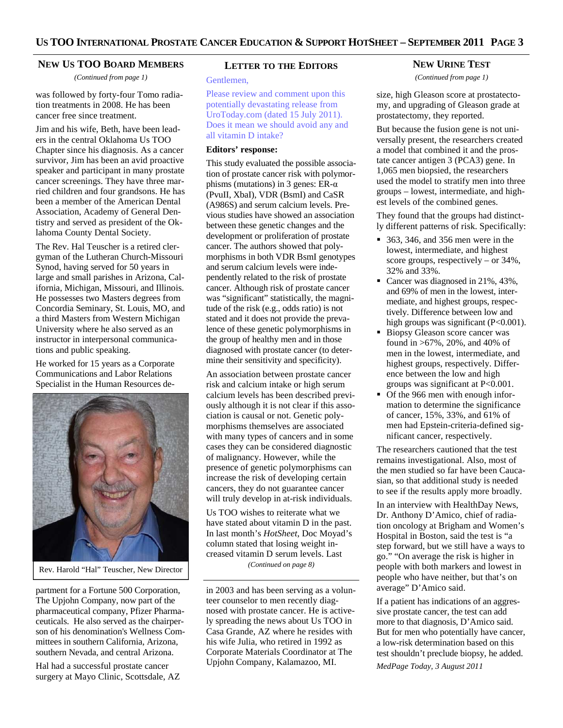## NEW US TOO BOARD MEMBERS

*(Continued from page 1)*

was followed by forty-four Tomo radiation treatments in 2008. He has been cancer free since treatment.

Jim and his wife, Beth, have been leaders in the central Oklahoma Us TOO Chapter since his diagnosis. As a cancer survivor, Jim has been an avid proactive speaker and participant in many prostate cancer screenings. They have three married children and four grandsons. He has been a member of the American Dental Association, Academy of General Dentistry and served as president of the Oklahoma County Dental Society.

The Rev. Hal Teuscher is a retired clergyman of the Lutheran Church-Missouri Synod, having served for 50 years in large and small parishes in Arizona, California, Michigan, Missouri, and Illinois. He possesses two Masters degrees from Concordia Seminary, St. Louis, MO, and a third Masters from Western Michigan University where he also served as an instructor in interpersonal communications and public speaking.

He worked for 15 years as a Corporate Communications and Labor Relations Specialist in the Human Resources department for a Fortune 500 Corporation, The Upjohn Company, now part of the pharmaceutical company, Pfizer Pharmaceuticals. He also served as the chairperson of his denomination's Wellness Committees in southern California, Arizona, southern Nevada, and central Arizona.

Rev. Harold "Hal" Teuscher, New Director

Hal had a successful prostate cancer surgery at Mayo Clinic, Scottsdale, AZ in 2003 and has been serving as a volunteer counselor to men recently diagnosed with prostate cancer. He is actively spreading the news about Us TOO in Casa Grande, AZ where he resides with his wife Julia, who retired in 1992 as Corporate Materials Coordinator at The Upjohn Company, Kalamazoo, MI.

## LETTER TO THE EDITORS

Gentlemen,

Please review and comment upon this potentially devastating release from UroToday.com (dated 15 July 2011). Does it mean we should avoid any and all vitamin D intake?

**Editors' response:**

This study evaluated the possible association of prostate cancer risk with polymorphisms (mutations) in 3 genes: ER-α (PvuII, XbaI), VDR (BsmI) and CaSR (A986S) and serum calcium levels. Previous studies have showed an association between these genetic changes and the development or proliferation of prostate cancer. The authors showed that polymorphisms in both VDR BsmI genotypes and serum calcium levels were independently related to the risk of prostate cancer. Although risk of prostate cancer was "significant" statistically, the magnitude of the risk (e.g., odds ratio) is not stated and it does not provide the prevalence of these genetic polymorphisms in the group of healthy men and in those diagnosed with prostate cancer (to determine their sensitivity and specificity).

An association between prostate cancer risk and calcium intake or high serum calcium levels has been described previously although it is not clear if this association is causal or not. Genetic polymorphisms themselves are associated with many types of cancers and in some cases they can be considered diagnostic of malignancy. However, while the presence of genetic polymorphisms can increase the risk of developing certain cancers, they do not guarantee cancer will truly develop in at-risk individuals.

Us TOO wishes to reiterate what we have stated about vitamin D in the past. In last month's *HotSheet*, Doc Moyad's column stated that losing weight increased vitamin D serum levels. Last

*(Continued on page 8)*

## NEW URINE TEST

*(Continued from page 1)*

size, high Gleason score at prostatectomy, and upgrading of Gleason grade at prostatectomy, they reported.

But because the fusion gene is not universally present, the researchers created a model that combined it and the prostate cancer antigen 3 (PCA3) gene. In 1,065 men biopsied, the researchers used the model to stratify men into three groups – lowest, intermediate, and highest levels of the combined genes.

They found that the groups had distinctly different patterns of risk. Specifically:

- 363, 346, and 356 men were in the lowest, intermediate, and highest score groups, respectively – or 34%, 32% and 33%.
- Cancer was diagnosed in 21%, 43%, and 69% of men in the lowest, intermediate, and highest groups, respectively. Difference between low and high groups was significant ($P<0.001$).
- Biopsy Gleason score cancer was found in >67%, 20%, and 40% of men in the lowest, intermediate, and highest groups, respectively. Difference between the low and high groups was significant at $P<0.001$.
- Of the 966 men with enough information to determine the significance of cancer, 15%, 33%, and 61% of men had Epstein-criteria-defined significant cancer, respectively.

The researchers cautioned that the test remains investigational. Also, most of the men studied so far have been Caucasian, so that additional study is needed to see if the results apply more broadly.

In an interview with HealthDay News, Dr. Anthony D'Amico, chief of radiation oncology at Brigham and Women's Hospital in Boston, said the test is "a step forward, but we still have a ways to go." "On average the risk is higher in people with both markers and lowest in people who have neither, but that's on average" D'Amico said.

If a patient has indications of an aggressive prostate cancer, the test can add more to that diagnosis, D'Amico said. But for men who potentially have cancer, a low-risk determination based on this test shouldn't preclude biopsy, he added.

*MedPage Today, 3 August 2011*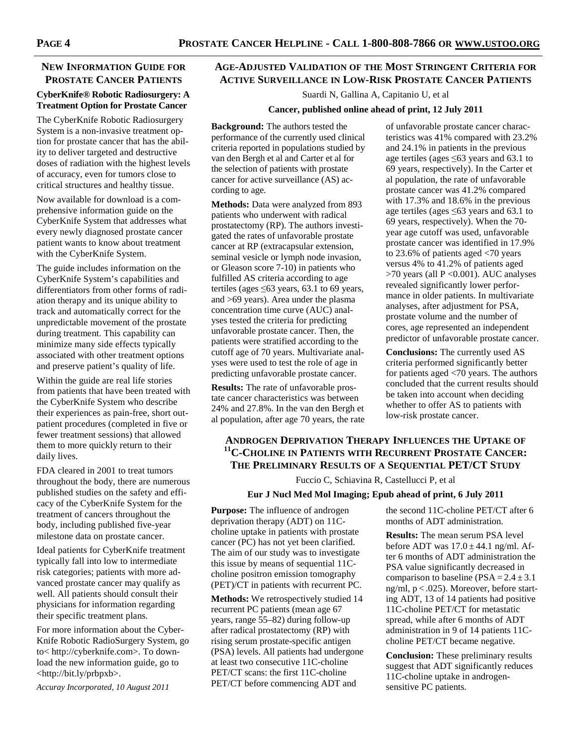## New Information Guide for Prostate Cancer Patients

### CyberKnife® Robotic Radiosurgery: A Treatment Option for Prostate Cancer

The CyberKnife Robotic Radiosurgery System is a non-invasive treatment option for prostate cancer that has the ability to deliver targeted and destructive doses of radiation with the highest levels of accuracy, even for tumors close to critical structures and healthy tissue.

Now available for download is a comprehensive information guide on the CyberKnife System that addresses what every newly diagnosed prostate cancer patient wants to know about treatment with the CyberKnife System.

The guide includes information on the CyberKnife System's capabilities and differentiators from other forms of radiation therapy and its unique ability to track and automatically correct for the unpredictable movement of the prostate during treatment. This capability can minimize many side effects typically associated with other treatment options and preserve patient's quality of life.

Within the guide are real life stories from patients that have been treated with the CyberKnife System who describe their experiences as pain-free, short outpatient procedures (completed in five or fewer treatment sessions) that allowed them to more quickly return to their daily lives.

FDA cleared in 2001 to treat tumors throughout the body, there are numerous published studies on the safety and efficacy of the CyberKnife System for the treatment of cancers throughout the body, including published five-year milestone data on prostate cancer.

Ideal patients for CyberKnife treatment typically fall into low to intermediate risk categories; patients with more advanced prostate cancer may qualify as well. All patients should consult their physicians for information regarding their specific treatment plans.

For more information about the CyberKnife Robotic RadioSurgery System, go to< http://cyberknife.com>. To download the new information guide, go to <http://bit.ly/prbpxb>.

*Accuray Incorporated, 10 August 2011*

## Age-Adjusted Validation of the Most Stringent Criteria for Active Surveillance in Low-Risk Prostate Cancer Patients

Suardi N, Gallina A, Capitanio U, et al

**Cancer, published online ahead of print, 12 July 2011**

**Background:** The authors tested the performance of the currently used clinical criteria reported in populations studied by van den Bergh et al and Carter et al for the selection of patients with prostate cancer for active surveillance (AS) according to age.

**Methods:** Data were analyzed from 893 patients who underwent with radical prostatectomy (RP). The authors investigated the rates of unfavorable prostate cancer at RP (extracapsular extension, seminal vesicle or lymph node invasion, or Gleason score 7-10) in patients who fulfilled AS criteria according to age tertiles (ages ≤63 years, 63.1 to 69 years, and >69 years). Area under the plasma concentration time curve (AUC) analyses tested the criteria for predicting unfavorable prostate cancer. Then, the patients were stratified according to the cutoff age of 70 years. Multivariate analyses were used to test the role of age in predicting unfavorable prostate cancer.

**Results:** The rate of unfavorable prostate cancer characteristics was between 24% and 27.8%. In the van den Bergh et al population, after age 70 years, the rate of unfavorable prostate cancer characteristics was 41% compared with 23.2% and 24.1% in patients in the previous age tertiles (ages ≤63 years and 63.1 to 69 years, respectively). In the Carter et al population, the rate of unfavorable prostate cancer was 41.2% compared with 17.3% and 18.6% in the previous age tertiles (ages ≤63 years and 63.1 to 69 years, respectively). When the 70-year age cutoff was used, unfavorable prostate cancer was identified in 17.9% to 23.6% of patients aged <70 years versus 4% to 41.2% of patients aged >70 years (all P <0.001). AUC analyses revealed significantly lower performance in older patients. In multivariate analyses, after adjustment for PSA, prostate volume and the number of cores, age represented an independent predictor of unfavorable prostate cancer.

**Conclusions:** The currently used AS criteria performed significantly better for patients aged <70 years. The authors concluded that the current results should be taken into account when deciding whether to offer AS to patients with low-risk prostate cancer.

## Androgen Deprivation Therapy Influences the Uptake of [11]C-Choline in Patients with Recurrent Prostate Cancer: The Preliminary Results of a Sequential PET/CT Study

Fuccio C, Schiavina R, Castellucci P, et al

**Eur J Nucl Med Mol Imaging; Epub ahead of print, 6 July 2011**

**Purpose:** The influence of androgen deprivation therapy (ADT) on 11C-choline uptake in patients with prostate cancer (PC) has not yet been clarified. The aim of our study was to investigate this issue by means of sequential 11C-choline positron emission tomography (PET)/CT in patients with recurrent PC.

**Methods:** We retrospectively studied 14 recurrent PC patients (mean age 67 years, range 55–82) during follow-up after radical prostatectomy (RP) with rising serum prostate-specific antigen (PSA) levels. All patients had undergone at least two consecutive 11C-choline PET/CT scans: the first 11C-choline PET/CT before commencing ADT and the second 11C-choline PET/CT after 6 months of ADT administration.

**Results:** The mean serum PSA level before ADT was $17.0 \pm 44.1$ ng/ml. After 6 months of ADT administration the PSA value significantly decreased in comparison to baseline ($PSA = 2.4 \pm 3.1$ ng/ml, $p < .025$). Moreover, before starting ADT, 13 of 14 patients had positive 11C-choline PET/CT for metastatic spread, while after 6 months of ADT administration in 9 of 14 patients 11C-choline PET/CT became negative.

**Conclusion:** These preliminary results suggest that ADT significantly reduces 11C-choline uptake in androgen-sensitive PC patients.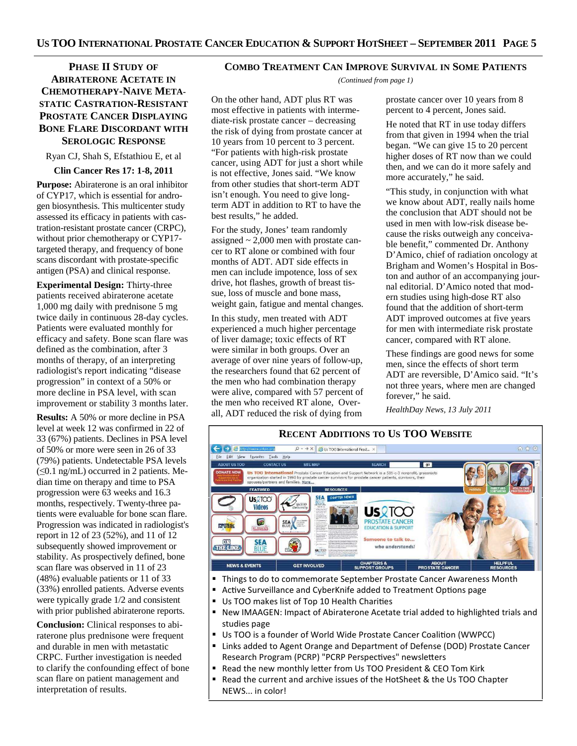## Phase II Study of Abiraterone Acetate in Chemotherapy-Naive Metastatic Castration-Resistant Prostate Cancer Displaying Bone Flare Discordant with Serologic Response

Ryan CJ, Shah S, Efstathiou E, et al

**Clin Cancer Res 17: 1-8, 2011**

**Purpose:** Abiraterone is an oral inhibitor of CYP17, which is essential for androgen biosynthesis. This multicenter study assessed its efficacy in patients with castration-resistant prostate cancer (CRPC), without prior chemotherapy or CYP17-targeted therapy, and frequency of bone scans discordant with prostate-specific antigen (PSA) and clinical response.

**Experimental Design:** Thirty-three patients received abiraterone acetate 1,000 mg daily with prednisone 5 mg twice daily in continuous 28-day cycles. Patients were evaluated monthly for efficacy and safety. Bone scan flare was defined as the combination, after 3 months of therapy, of an interpreting radiologist's report indicating "disease progression" in context of a 50% or more decline in PSA level, with scan improvement or stability 3 months later.

**Results:** A 50% or more decline in PSA level at week 12 was confirmed in 22 of 33 (67%) patients. Declines in PSA level of 50% or more were seen in 26 of 33 (79%) patients. Undetectable PSA levels ($\leq$0.1 ng/mL) occurred in 2 patients. Median time on therapy and time to PSA progression were 63 weeks and 16.3 months, respectively. Twenty-three patients were evaluable for bone scan flare. Progression was indicated in radiologist's report in 12 of 23 (52%), and 11 of 12 subsequently showed improvement or stability. As prospectively defined, bone scan flare was observed in 11 of 23 (48%) evaluable patients or 11 of 33 (33%) enrolled patients. Adverse events were typically grade 1/2 and consistent with prior published abiraterone reports.

**Conclusion:** Clinical responses to abiraterone plus prednisone were frequent and durable in men with metastatic CRPC. Further investigation is needed to clarify the confounding effect of bone scan flare on patient management and interpretation of results.

## Combo Treatment Can Improve Survival in Some Patients

*(Continued from page 1)*

On the other hand, ADT plus RT was most effective in patients with intermediate-risk prostate cancer – decreasing the risk of dying from prostate cancer at 10 years from 10 percent to 3 percent. "For patients with high-risk prostate cancer, using ADT for just a short while is not effective, Jones said. "We know from other studies that short-term ADT isn't enough. You need to give long-term ADT in addition to RT to have the best results," he added.

For the study, Jones' team randomly assigned ~ 2,000 men with prostate cancer to RT alone or combined with four months of ADT. ADT side effects in men can include impotence, loss of sex drive, hot flashes, growth of breast tissue, loss of muscle and bone mass, weight gain, fatigue and mental changes.

In this study, men treated with ADT experienced a much higher percentage of liver damage; toxic effects of RT were similar in both groups. Over an average of over nine years of follow-up, the researchers found that 62 percent of the men who had combination therapy were alive, compared with 57 percent of the men who received RT alone, Overall, ADT reduced the risk of dying from prostate cancer over 10 years from 8 percent to 4 percent, Jones said.

He noted that RT in use today differs from that given in 1994 when the trial began. "We can give 15 to 20 percent higher doses of RT now than we could then, and we can do it more safely and more accurately," he said.

"This study, in conjunction with what we know about ADT, really nails home the conclusion that ADT should not be used in men with low-risk disease because the risks outweigh any conceivable benefit," commented Dr. Anthony D'Amico, chief of radiation oncology at Brigham and Women's Hospital in Boston and author of an accompanying journal editorial. D'Amico noted that modern studies using high-dose RT also found that the addition of short-term ADT improved outcomes at five years for men with intermediate risk prostate cancer, compared with RT alone.

These findings are good news for some men, since the effects of short term ADT are reversible, D'Amico said. "It's not three years, where men are changed forever," he said.

*HealthDay News, 13 July 2011*

## Recent Additions to Us TOO Website

- Things to do to commemorate September Prostate Cancer Awareness Month
- Active Surveillance and CyberKnife added to Treatment Options page
- Us TOO makes list of Top 10 Health Charities
- New IMAAGEN: Impact of Abiraterone Acetate trial added to highlighted trials and studies page
- Us TOO is a founder of World Wide Prostate Cancer Coalition (WWPCC)
- Links added to Agent Orange and Department of Defense (DOD) Prostate Cancer Research Program (PCRP) "PCRP Perspectives" newsletters
- Read the new monthly letter from Us TOO President & CEO Tom Kirk
- Read the current and archive issues of the HotSheet & the Us TOO Chapter NEWS... in color!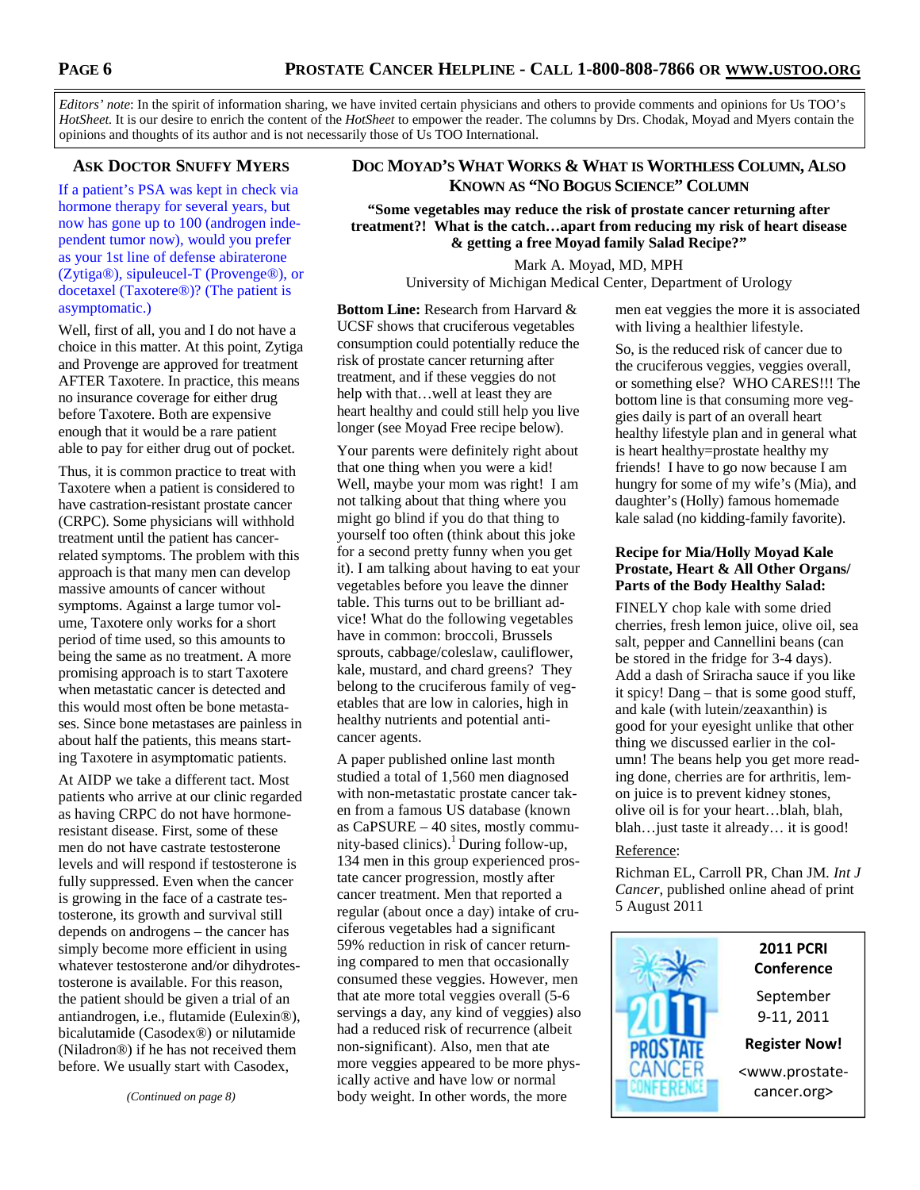*Editors' note*: In the spirit of information sharing, we have invited certain physicians and others to provide comments and opinions for Us TOO's *HotSheet*. It is our desire to enrich the content of the *HotSheet* to empower the reader. The columns by Drs. Chodak, Moyad and Myers contain the opinions and thoughts of its author and is not necessarily those of Us TOO International.

## Ask Doctor Snuffy Myers

If a patient's PSA was kept in check via hormone therapy for several years, but now has gone up to 100 (androgen independent tumor now), would you prefer as your 1st line of defense abiraterone (Zytiga®), sipuleucel-T (Provenge®), or docetaxel (Taxotere®)? (The patient is asymptomatic.)

Well, first of all, you and I do not have a choice in this matter. At this point, Zytiga and Provenge are approved for treatment AFTER Taxotere. In practice, this means no insurance coverage for either drug before Taxotere. Both are expensive enough that it would be a rare patient able to pay for either drug out of pocket.

Thus, it is common practice to treat with Taxotere when a patient is considered to have castration-resistant prostate cancer (CRPC). Some physicians will withhold treatment until the patient has cancer-related symptoms. The problem with this approach is that many men can develop massive amounts of cancer without symptoms. Against a large tumor volume, Taxotere only works for a short period of time used, so this amounts to being the same as no treatment. A more promising approach is to start Taxotere when metastatic cancer is detected and this would most often be bone metastases. Since bone metastases are painless in about half the patients, this means starting Taxotere in asymptomatic patients.

At AIDP we take a different tact. Most patients who arrive at our clinic regarded as having CRPC do not have hormone-resistant disease. First, some of these men do not have castrate testosterone levels and will respond if testosterone is fully suppressed. Even when the cancer is growing in the face of a castrate testosterone, its growth and survival still depends on androgens – the cancer has simply become more efficient in using whatever testosterone and/or dihydrotestosterone is available. For this reason, the patient should be given a trial of an antiandrogen, i.e., flutamide (Eulexin®), bicalutamide (Casodex®) or nilutamide (Niladron®) if he has not received them before. We usually start with Casodex,

*(Continued on page 8)*

## Doc Moyad's What Works & What is Worthless Column, Also Known as "No Bogus Science" Column

**"Some vegetables may reduce the risk of prostate cancer returning after treatment?! What is the catch…apart from reducing my risk of heart disease & getting a free Moyad family Salad Recipe?"**

Mark A. Moyad, MD, MPH
University of Michigan Medical Center, Department of Urology

**Bottom Line:** Research from Harvard & UCSF shows that cruciferous vegetables consumption could potentially reduce the risk of prostate cancer returning after treatment, and if these veggies do not help with that…well at least they are heart healthy and could still help you live longer (see Moyad Free recipe below).

Your parents were definitely right about that one thing when you were a kid! Well, maybe your mom was right! I am not talking about that thing where you might go blind if you do that thing to yourself too often (think about this joke for a second pretty funny when you get it). I am talking about having to eat your vegetables before you leave the dinner table. This turns out to be brilliant advice! What do the following vegetables have in common: broccoli, Brussels sprouts, cabbage/coleslaw, cauliflower, kale, mustard, and chard greens? They belong to the cruciferous family of vegetables that are low in calories, high in healthy nutrients and potential anti-cancer agents.

A paper published online last month studied a total of 1,560 men diagnosed with non-metastatic prostate cancer taken from a famous US database (known as CaPSURE – 40 sites, mostly community-based clinics).[1] During follow-up, 134 men in this group experienced prostate cancer progression, mostly after cancer treatment. Men that reported a regular (about once a day) intake of cruciferous vegetables had a significant 59% reduction in risk of cancer returning compared to men that occasionally consumed these veggies. However, men that ate more total veggies overall (5-6 servings a day, any kind of veggies) also had a reduced risk of recurrence (albeit non-significant). Also, men that ate more veggies appeared to be more physically active and have low or normal body weight. In other words, the more men eat veggies the more it is associated with living a healthier lifestyle.

So, is the reduced risk of cancer due to the cruciferous veggies, veggies overall, or something else? WHO CARES!!! The bottom line is that consuming more veggies daily is part of an overall heart healthy lifestyle plan and in general what is heart healthy=prostate healthy my friends! I have to go now because I am hungry for some of my wife's (Mia), and daughter's (Holly) famous homemade kale salad (no kidding-family favorite).

**Recipe for Mia/Holly Moyad Kale Prostate, Heart & All Other Organs/ Parts of the Body Healthy Salad:**

FINELY chop kale with some dried cherries, fresh lemon juice, olive oil, sea salt, pepper and Cannellini beans (can be stored in the fridge for 3-4 days). Add a dash of Sriracha sauce if you like it spicy! Dang – that is some good stuff, and kale (with lutein/zeaxanthin) is good for your eyesight unlike that other thing we discussed earlier in the column! The beans help you get more reading done, cherries are for arthritis, lemon juice is to prevent kidney stones, olive oil is for your heart…blah, blah, blah…just taste it already… it is good!

Reference:

Richman EL, Carroll PR, Chan JM. *Int J Cancer*, published online ahead of print 5 August 2011

**2011 PCRI Conference**

September 9-11, 2011

**Register Now!**

<www.prostate-cancer.org>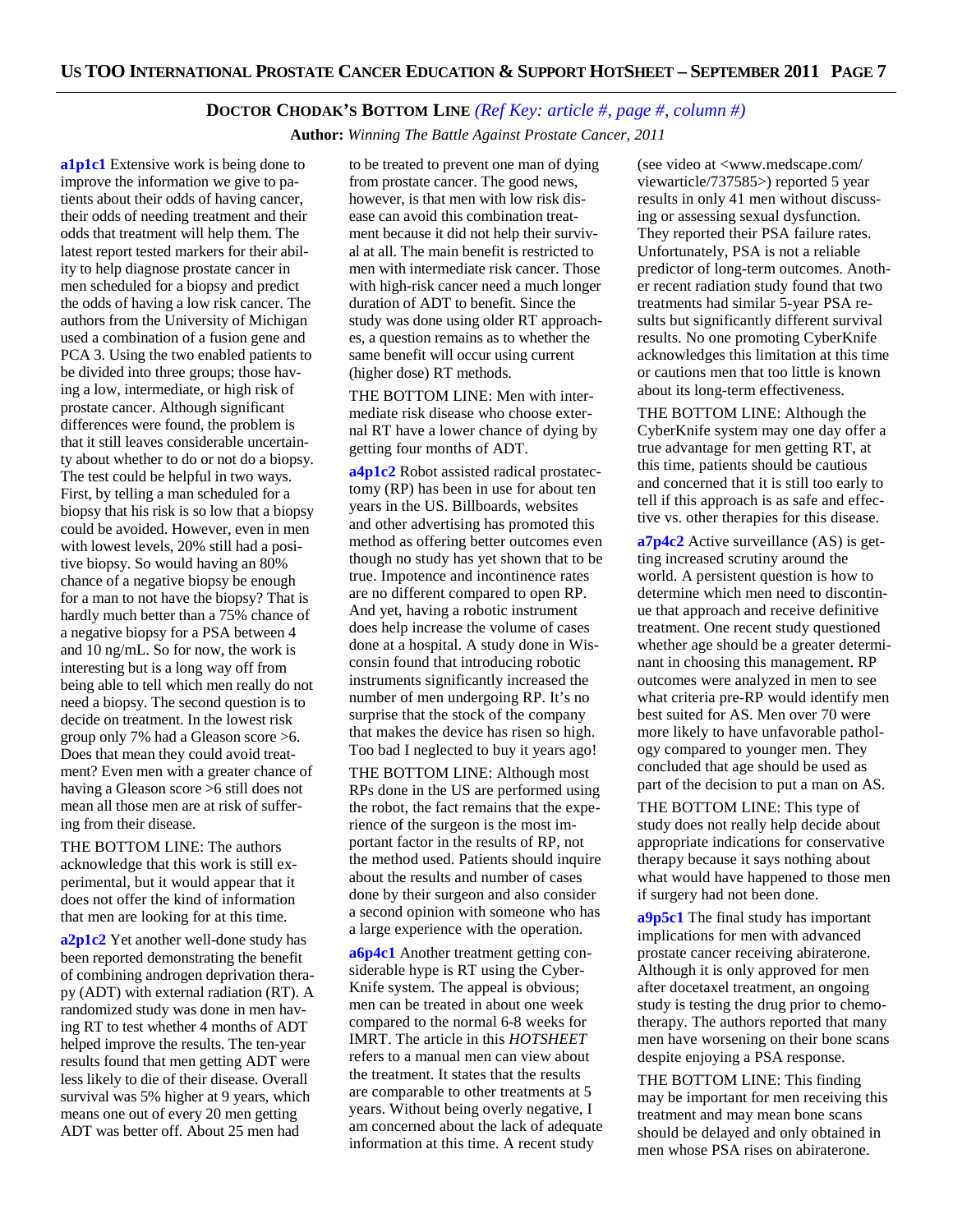## DOCTOR CHODAK'S BOTTOM LINE *(Ref Key: article #, page #, column #)*

**Author:** *Winning The Battle Against Prostate Cancer, 2011*

**a1p1c1** Extensive work is being done to improve the information we give to patients about their odds of having cancer, their odds of needing treatment and their odds that treatment will help them. The latest report tested markers for their ability to help diagnose prostate cancer in men scheduled for a biopsy and predict the odds of having a low risk cancer. The authors from the University of Michigan used a combination of a fusion gene and PCA 3. Using the two enabled patients to be divided into three groups; those having a low, intermediate, or high risk of prostate cancer. Although significant differences were found, the problem is that it still leaves considerable uncertainty about whether to do or not do a biopsy. The test could be helpful in two ways. First, by telling a man scheduled for a biopsy that his risk is so low that a biopsy could be avoided. However, even in men with lowest levels, 20% still had a positive biopsy. So would having an 80% chance of a negative biopsy be enough for a man to not have the biopsy? That is hardly much better than a 75% chance of a negative biopsy for a PSA between 4 and 10 ng/mL. So for now, the work is interesting but is a long way off from being able to tell which men really do not need a biopsy. The second question is to decide on treatment. In the lowest risk group only 7% had a Gleason score >6. Does that mean they could avoid treatment? Even men with a greater chance of having a Gleason score >6 still does not mean all those men are at risk of suffering from their disease.

THE BOTTOM LINE: The authors acknowledge that this work is still experimental, but it would appear that it does not offer the kind of information that men are looking for at this time.

**a2p1c2** Yet another well-done study has been reported demonstrating the benefit of combining androgen deprivation therapy (ADT) with external radiation (RT). A randomized study was done in men having RT to test whether 4 months of ADT helped improve the results. The ten-year results found that men getting ADT were less likely to die of their disease. Overall survival was 5% higher at 9 years, which means one out of every 20 men getting ADT was better off. About 25 men had to be treated to prevent one man of dying from prostate cancer. The good news, however, is that men with low risk disease can avoid this combination treatment because it did not help their survival at all. The main benefit is restricted to men with intermediate risk cancer. Those with high-risk cancer need a much longer duration of ADT to benefit. Since the study was done using older RT approaches, a question remains as to whether the same benefit will occur using current (higher dose) RT methods.

THE BOTTOM LINE: Men with intermediate risk disease who choose external RT have a lower chance of dying by getting four months of ADT.

**a4p1c2** Robot assisted radical prostatectomy (RP) has been in use for about ten years in the US. Billboards, websites and other advertising has promoted this method as offering better outcomes even though no study has yet shown that to be true. Impotence and incontinence rates are no different compared to open RP. And yet, having a robotic instrument does help increase the volume of cases done at a hospital. A study done in Wisconsin found that introducing robotic instruments significantly increased the number of men undergoing RP. It's no surprise that the stock of the company that makes the device has risen so high. Too bad I neglected to buy it years ago!

THE BOTTOM LINE: Although most RPs done in the US are performed using the robot, the fact remains that the experience of the surgeon is the most important factor in the results of RP, not the method used. Patients should inquire about the results and number of cases done by their surgeon and also consider a second opinion with someone who has a large experience with the operation.

**a6p4c1** Another treatment getting considerable hype is RT using the CyberKnife system. The appeal is obvious; men can be treated in about one week compared to the normal 6-8 weeks for IMRT. The article in this *HOTSHEET* refers to a manual men can view about the treatment. It states that the results are comparable to other treatments at 5 years. Without being overly negative, I am concerned about the lack of adequate information at this time. A recent study (see video at <www.medscape.com/viewarticle/737585>) reported 5 year results in only 41 men without discussing or assessing sexual dysfunction. They reported their PSA failure rates. Unfortunately, PSA is not a reliable predictor of long-term outcomes. Another recent radiation study found that two treatments had similar 5-year PSA results but significantly different survival results. No one promoting CyberKnife acknowledges this limitation at this time or cautions men that too little is known about its long-term effectiveness.

THE BOTTOM LINE: Although the CyberKnife system may one day offer a true advantage for men getting RT, at this time, patients should be cautious and concerned that it is still too early to tell if this approach is as safe and effective vs. other therapies for this disease.

**a7p4c2** Active surveillance (AS) is getting increased scrutiny around the world. A persistent question is how to determine which men need to discontinue that approach and receive definitive treatment. One recent study questioned whether age should be a greater determinant in choosing this management. RP outcomes were analyzed in men to see what criteria pre-RP would identify men best suited for AS. Men over 70 were more likely to have unfavorable pathology compared to younger men. They concluded that age should be used as part of the decision to put a man on AS.

THE BOTTOM LINE: This type of study does not really help decide about appropriate indications for conservative therapy because it says nothing about what would have happened to those men if surgery had not been done.

**a9p5c1** The final study has important implications for men with advanced prostate cancer receiving abiraterone. Although it is only approved for men after docetaxel treatment, an ongoing study is testing the drug prior to chemotherapy. The authors reported that many men have worsening on their bone scans despite enjoying a PSA response.

THE BOTTOM LINE: This finding may be important for men receiving this treatment and may mean bone scans should be delayed and only obtained in men whose PSA rises on abiraterone.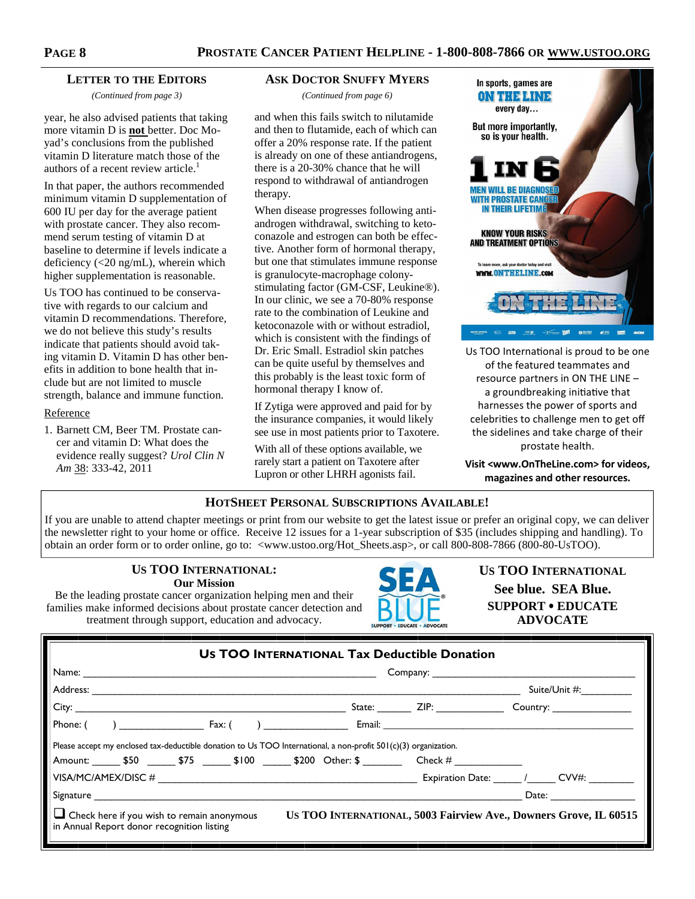## Letter to the Editors

*(Continued from page 3)*

year, he also advised patients that taking more vitamin D is **not** better. Doc Moyad's conclusions from the published vitamin D literature match those of the authors of a recent review article.[1]

In that paper, the authors recommended minimum vitamin D supplementation of 600 IU per day for the average patient with prostate cancer. They also recommend serum testing of vitamin D at baseline to determine if levels indicate a deficiency (<20 ng/mL), wherein which higher supplementation is reasonable.

Us TOO has continued to be conservative with regards to our calcium and vitamin D recommendations. Therefore, we do not believe this study's results indicate that patients should avoid taking vitamin D. Vitamin D has other benefits in addition to bone health that include but are not limited to muscle strength, balance and immune function.

Reference

1. Barnett CM, Beer TM. Prostate cancer and vitamin D: What does the evidence really suggest? *Urol Clin N Am* 38: 333-42, 2011

## Ask Doctor Snuffy Myers

*(Continued from page 6)*

and when this fails switch to nilutamide and then to flutamide, each of which can offer a 20% response rate. If the patient is already on one of these antiandrogens, there is a 20-30% chance that he will respond to withdrawal of antiandrogen therapy.

When disease progresses following antiandrogen withdrawal, switching to ketoconazole and estrogen can both be effective. Another form of hormonal therapy, but one that stimulates immune response is granulocyte-macrophage colony-stimulating factor (GM-CSF, Leukine®). In our clinic, we see a 70-80% response rate to the combination of Leukine and ketoconazole with or without estradiol, which is consistent with the findings of Dr. Eric Small. Estradiol skin patches can be quite useful by themselves and this probably is the least toxic form of hormonal therapy I know of.

If Zytiga were approved and paid for by the insurance companies, it would likely see use in most patients prior to Taxotere.

With all of these options available, we rarely start a patient on Taxotere after Lupron or other LHRH agonists fail.

In sports, games are ON THE LINE every day…

But more importantly, so is your health.

1 IN 6 MEN WILL BE DIAGNOSED WITH PROSTATE CANCER IN THEIR LIFETIME

KNOW YOUR RISKS AND TREATMENT OPTIONS

To learn more, ask your doctor today and visit www.ONTHELINE.com

ON THE LINE

Us TOO International is proud to be one of the featured teammates and resource partners in ON THE LINE – a groundbreaking initiative that harnesses the power of sports and celebrities to challenge men to get off the sidelines and take charge of their prostate health.

**Visit <www.OnTheLine.com> for videos, magazines and other resources.**

## HotSheet Personal Subscriptions Available!

If you are unable to attend chapter meetings or print from our website to get the latest issue or prefer an original copy, we can deliver the newsletter right to your home or office. Receive 12 issues for a 1-year subscription of $35 (includes shipping and handling). To obtain an order form or to order online, go to: <www.ustoo.org/Hot_Sheets.asp>, or call 800-808-7866 (800-80-UsTOO).

### Us TOO International: Our Mission

Be the leading prostate cancer organization helping men and their families make informed decisions about prostate cancer detection and treatment through support, education and advocacy.

SEA BLUE® SUPPORT • EDUCATE • ADVOCATE

**Us TOO International**
**See blue. SEA Blue.**
**SUPPORT • EDUCATE ADVOCATE**

### Us TOO International Tax Deductible Donation

Name: ______________________ Company: ______________________

Address: ______________________ Suite/Unit #: __________

City: ______________________ State: ______ ZIP: __________ Country: ____________

Phone: ( ) ______________ Fax: ( ) ______________ Email: ______________________

Please accept my enclosed tax-deductible donation to Us TOO International, a non-profit 501(c)(3) organization.

Amount: _____ $50 _____ $75 _____ $100 _____ $200 Other: $ _______ Check # ___________

VISA/MC/AMEX/DISC # ______________________ Expiration Date: _____ /_____ CVV#: ________

Signature ______________________ Date: ______________

☐ Check here if you wish to remain anonymous in Annual Report donor recognition listing

**Us TOO International, 5003 Fairview Ave., Downers Grove, IL 60515**